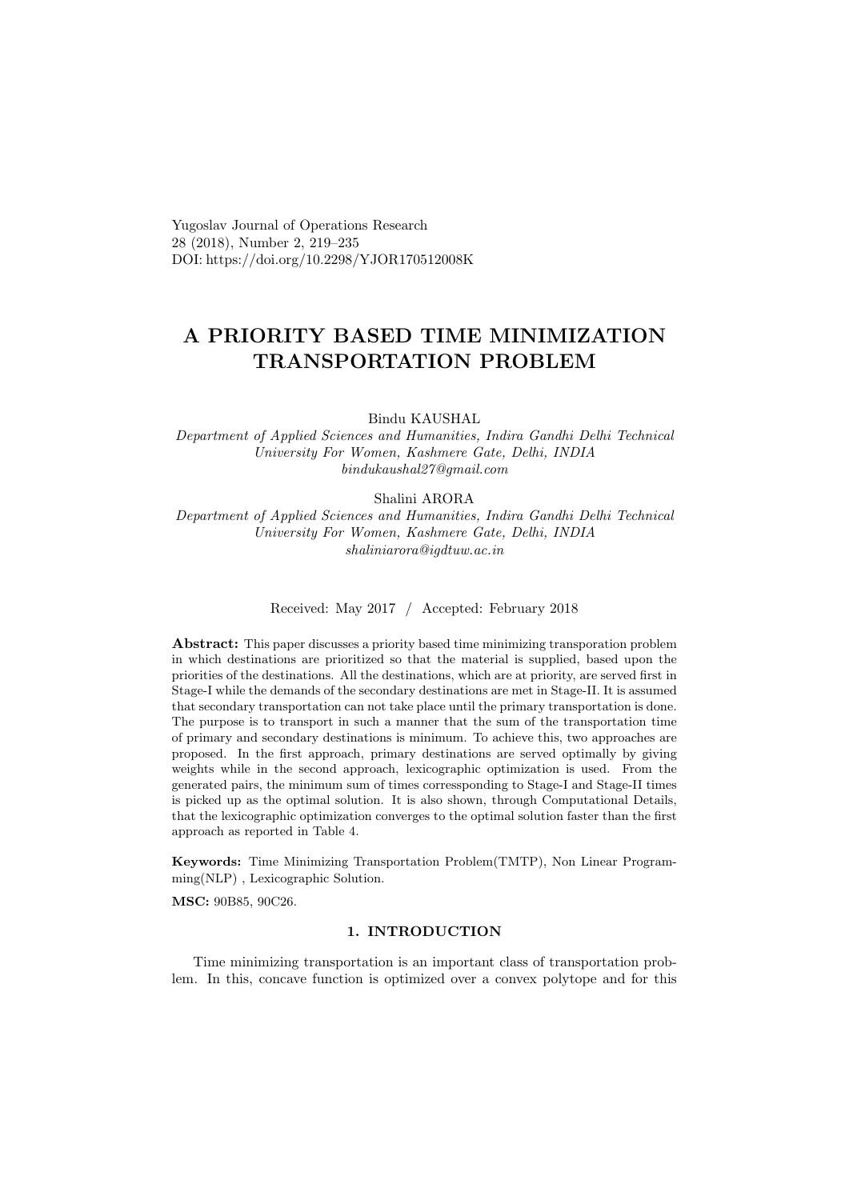Yugoslav Journal of Operations Research
28 (2018), Number 2, 219–235
DOI: https://doi.org/10.2298/YJOR170512008K

# A PRIORITY BASED TIME MINIMIZATION TRANSPORTATION PROBLEM

Bindu KAUSHAL

*Department of Applied Sciences and Humanities, Indira Gandhi Delhi Technical University For Women, Kashmere Gate, Delhi, INDIA*
*bindukaushal27@gmail.com*

Shalini ARORA

*Department of Applied Sciences and Humanities, Indira Gandhi Delhi Technical University For Women, Kashmere Gate, Delhi, INDIA*
*shaliniarora@igdtuw.ac.in*

Received: May 2017 / Accepted: February 2018

**Abstract:** This paper discusses a priority based time minimizing transporation problem in which destinations are prioritized so that the material is supplied, based upon the priorities of the destinations. All the destinations, which are at priority, are served first in Stage-I while the demands of the secondary destinations are met in Stage-II. It is assumed that secondary transportation can not take place until the primary transportation is done. The purpose is to transport in such a manner that the sum of the transportation time of primary and secondary destinations is minimum. To achieve this, two approaches are proposed. In the first approach, primary destinations are served optimally by giving weights while in the second approach, lexicographic optimization is used. From the generated pairs, the minimum sum of times corressponding to Stage-I and Stage-II times is picked up as the optimal solution. It is also shown, through Computational Details, that the lexicographic optimization converges to the optimal solution faster than the first approach as reported in Table 4.

**Keywords:** Time Minimizing Transportation Problem(TMTP), Non Linear Programming(NLP) , Lexicographic Solution.

**MSC:** 90B85, 90C26.

## 1. INTRODUCTION

Time minimizing transportation is an important class of transportation problem. In this, concave function is optimized over a convex polytope and for this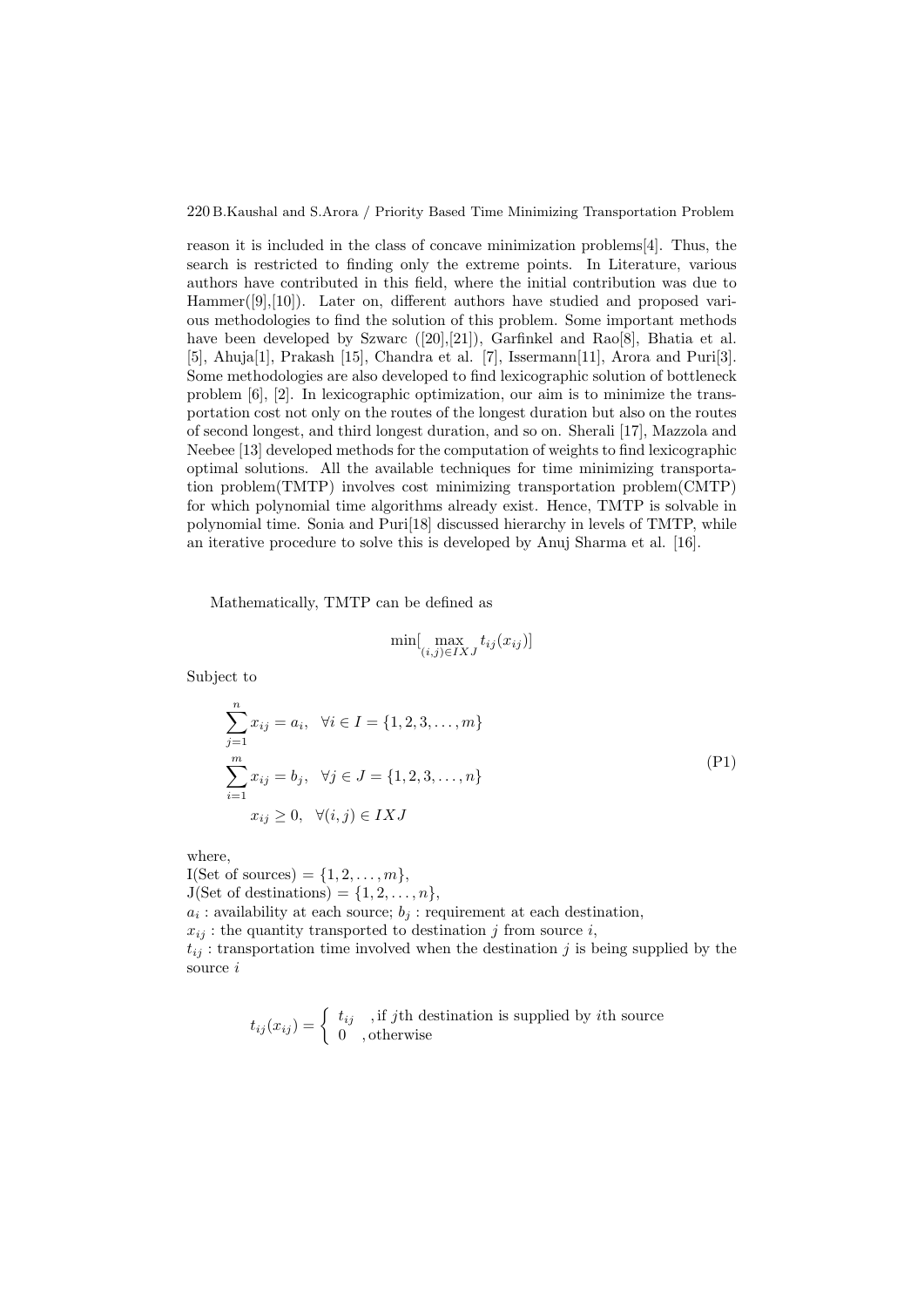reason it is included in the class of concave minimization problems[4]. Thus, the search is restricted to finding only the extreme points. In Literature, various authors have contributed in this field, where the initial contribution was due to Hammer([9],[10]). Later on, different authors have studied and proposed various methodologies to find the solution of this problem. Some important methods have been developed by Szwarc ([20],[21]), Garfinkel and Rao[8], Bhatia et al. [5], Ahuja[1], Prakash [15], Chandra et al. [7], Issermann[11], Arora and Puri[3]. Some methodologies are also developed to find lexicographic solution of bottleneck problem [6], [2]. In lexicographic optimization, our aim is to minimize the transportation cost not only on the routes of the longest duration but also on the routes of second longest, and third longest duration, and so on. Sherali [17], Mazzola and Neebee [13] developed methods for the computation of weights to find lexicographic optimal solutions. All the available techniques for time minimizing transportation problem(TMTP) involves cost minimizing transportation problem(CMTP) for which polynomial time algorithms already exist. Hence, TMTP is solvable in polynomial time. Sonia and Puri[18] discussed hierarchy in levels of TMTP, while an iterative procedure to solve this is developed by Anuj Sharma et al. [16].

Mathematically, TMTP can be defined as

$$\min[\max_{(i,j)\in IXJ} t_{ij}(x_{ij})]$$

Subject to

$$\begin{aligned} &\sum_{j=1}^{n} x_{ij} = a_i, \quad \forall i \in I = \{1,2,3,\ldots,m\} \\ &\sum_{i=1}^{m} x_{ij} = b_j, \quad \forall j \in J = \{1,2,3,\ldots,n\} \\ &\quad x_{ij} \geq 0, \quad \forall (i,j) \in IXJ \end{aligned} \tag{P1}$$

where,

I(Set of sources) $= \{1, 2, \ldots, m\}$,

J(Set of destinations) $= \{1, 2, \ldots, n\}$,

$a_i$ : availability at each source; $b_j$ : requirement at each destination,

$x_{ij}$ : the quantity transported to destination $j$ from source $i$,

$t_{ij}$ : transportation time involved when the destination $j$ is being supplied by the source $i$

$$t_{ij}(x_{ij}) = \begin{cases} t_{ij} & \text{, if } j\text{th destination is supplied by } i\text{th source} \\ 0 & \text{, otherwise} \end{cases}$$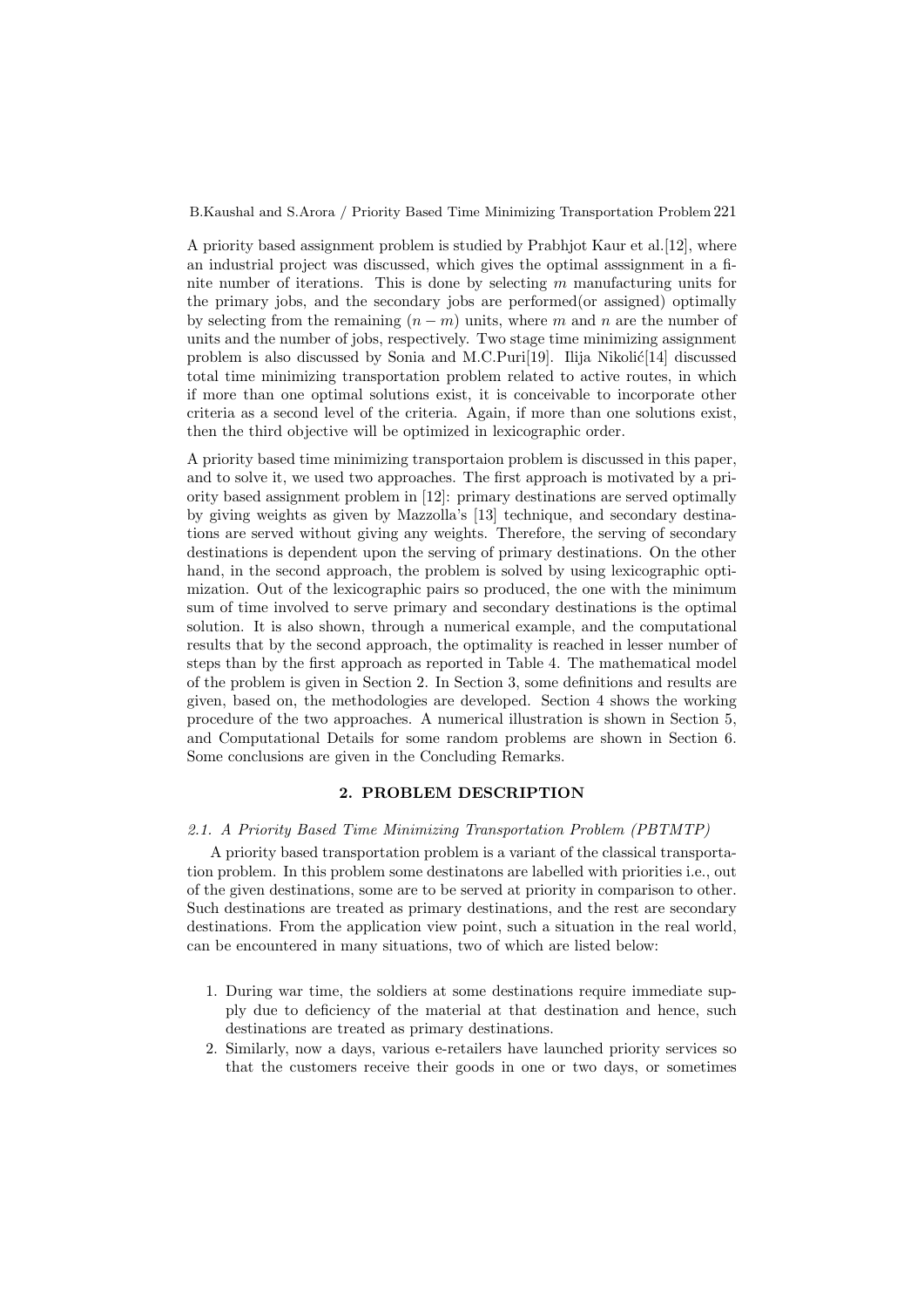A priority based assignment problem is studied by Prabhjot Kaur et al.[12], where an industrial project was discussed, which gives the optimal asssignment in a finite number of iterations. This is done by selecting $m$ manufacturing units for the primary jobs, and the secondary jobs are performed(or assigned) optimally by selecting from the remaining $(n - m)$ units, where $m$ and $n$ are the number of units and the number of jobs, respectively. Two stage time minimizing assignment problem is also discussed by Sonia and M.C.Puri[19]. Ilija Nikolić[14] discussed total time minimizing transportation problem related to active routes, in which if more than one optimal solutions exist, it is conceivable to incorporate other criteria as a second level of the criteria. Again, if more than one solutions exist, then the third objective will be optimized in lexicographic order.

A priority based time minimizing transportaion problem is discussed in this paper, and to solve it, we used two approaches. The first approach is motivated by a priority based assignment problem in [12]: primary destinations are served optimally by giving weights as given by Mazzolla's [13] technique, and secondary destinations are served without giving any weights. Therefore, the serving of secondary destinations is dependent upon the serving of primary destinations. On the other hand, in the second approach, the problem is solved by using lexicographic optimization. Out of the lexicographic pairs so produced, the one with the minimum sum of time involved to serve primary and secondary destinations is the optimal solution. It is also shown, through a numerical example, and the computational results that by the second approach, the optimality is reached in lesser number of steps than by the first approach as reported in Table 4. The mathematical model of the problem is given in Section 2. In Section 3, some definitions and results are given, based on, the methodologies are developed. Section 4 shows the working procedure of the two approaches. A numerical illustration is shown in Section 5, and Computational Details for some random problems are shown in Section 6. Some conclusions are given in the Concluding Remarks.

## 2. PROBLEM DESCRIPTION

### *2.1. A Priority Based Time Minimizing Transportation Problem (PBTMTP)*

A priority based transportation problem is a variant of the classical transportation problem. In this problem some destinatons are labelled with priorities i.e., out of the given destinations, some are to be served at priority in comparison to other. Such destinations are treated as primary destinations, and the rest are secondary destinations. From the application view point, such a situation in the real world, can be encountered in many situations, two of which are listed below:

1. During war time, the soldiers at some destinations require immediate supply due to deficiency of the material at that destination and hence, such destinations are treated as primary destinations.
2. Similarly, now a days, various e-retailers have launched priority services so that the customers receive their goods in one or two days, or sometimes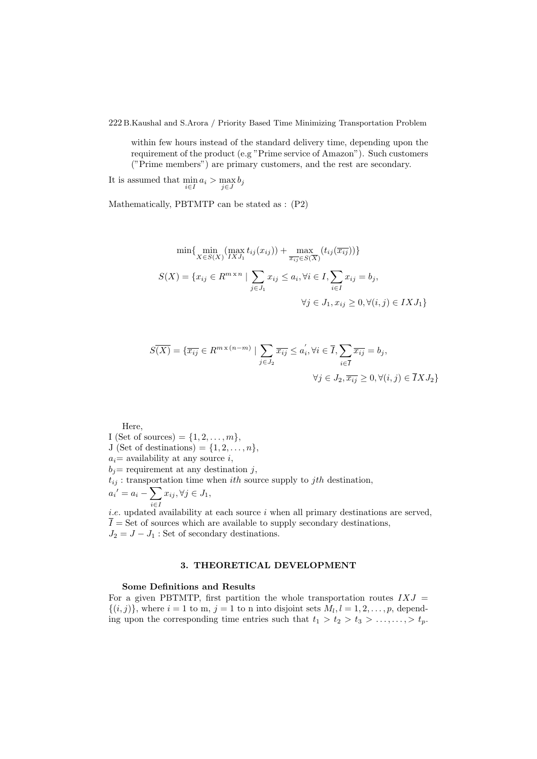within few hours instead of the standard delivery time, depending upon the requirement of the product (e.g "Prime service of Amazon"). Such customers ("Prime members") are primary customers, and the rest are secondary.

It is assumed that $\min_{i \in I} a_i > \max_{j \in J} b_j$

Mathematically, PBTMTP can be stated as : (P2)

$$\min\{\min_{X \in S(X)} (\max_{IXJ_1} t_{ij}(x_{ij})) + \max_{\overline{x_{ij}} \in S(\overline{X})} (t_{ij}(\overline{x_{ij}}))\}$$

$$S(X) = \{x_{ij} \in R^{m \times n} \mid \sum_{j \in J_1} x_{ij} \leq a_i, \forall i \in I, \sum_{i \in I} x_{ij} = b_j,$$
$$\forall j \in J_1, x_{ij} \geq 0, \forall (i,j) \in IXJ_1\}$$

$$S\overline{(X)} = \{\overline{x_{ij}} \in R^{m \times (n-m)} \mid \sum_{j \in J_2} \overline{x_{ij}} \leq a_i^{'}, \forall i \in \overline{I}, \sum_{i \in \overline{I}} \overline{x_{ij}} = b_j,$$
$$\forall j \in J_2, \overline{x_{ij}} \geq 0, \forall (i,j) \in \overline{I}XJ_2\}$$

Here,
I (Set of sources) $= \{1, 2, \ldots, m\}$,
J (Set of destinations) $= \{1, 2, \ldots, n\}$,
$a_i$= availability at any source $i$,
$b_j$= requirement at any destination $j$,
$t_{ij}$ : transportation time when $ith$ source supply to $jth$ destination,
$a_i{'} = a_i - \sum_{i \in I} x_{ij}, \forall j \in J_1$,
*i.e.* updated availability at each source $i$ when all primary destinations are served,
$\overline{I}$ = Set of sources which are available to supply secondary destinations,
$J_2 = J - J_1$ : Set of secondary destinations.

## 3. THEORETICAL DEVELOPMENT

### Some Definitions and Results

For a given PBTMTP, first partition the whole transportation routes $IXJ = \{(i,j)\}$, where $i = 1$ to m, $j = 1$ to n into disjoint sets $M_l, l = 1, 2, \ldots, p$, depending upon the corresponding time entries such that $t_1 > t_2 > t_3 > \ldots, \ldots, > t_p$.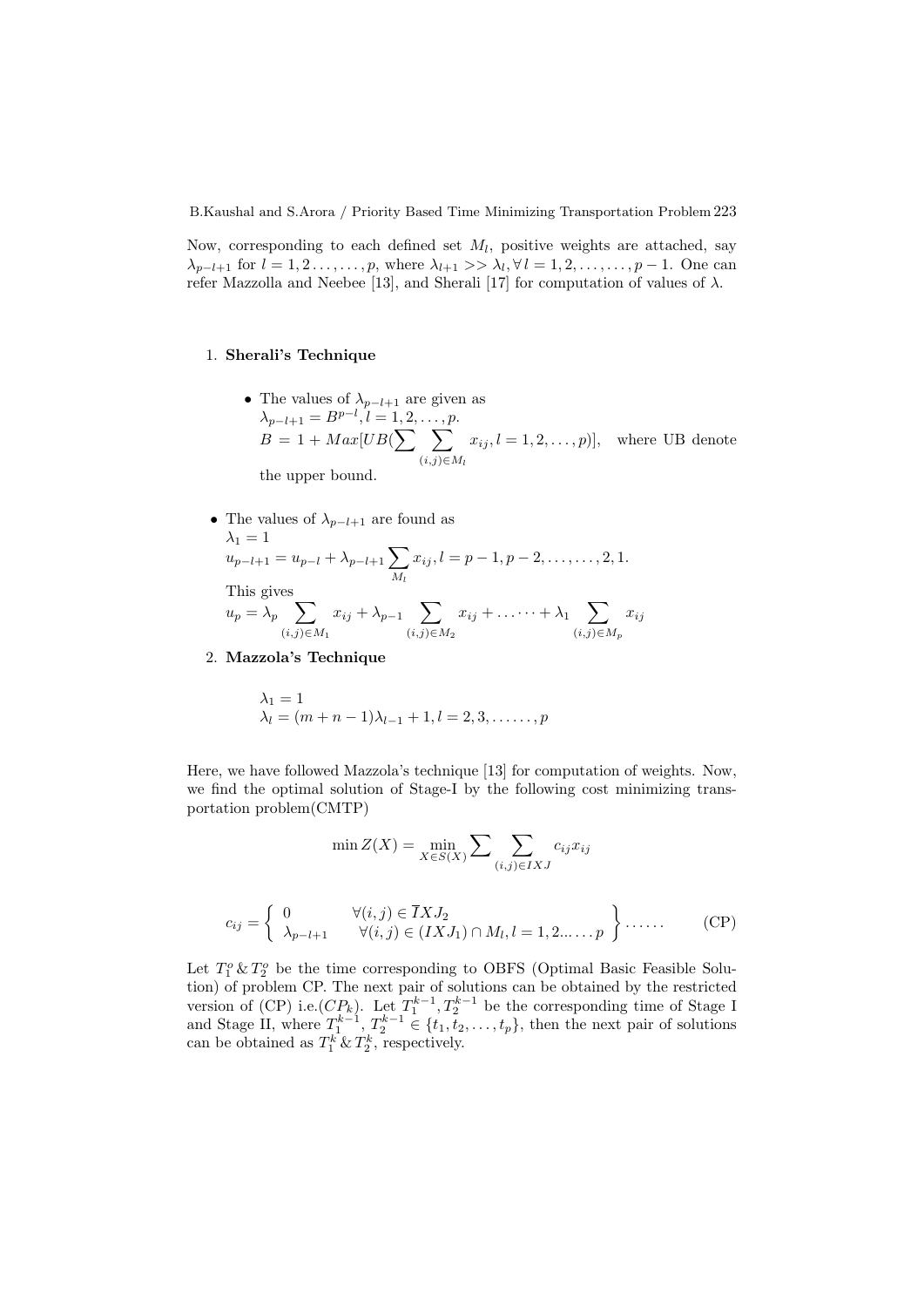Now, corresponding to each defined set $M_l$, positive weights are attached, say $\lambda_{p-l+1}$ for $l = 1, 2 \ldots, \ldots, p$, where $\lambda_{l+1} >> \lambda_l, \forall\, l = 1, 2, \ldots, \ldots, p-1$. One can refer Mazzolla and Neebee [13], and Sherali [17] for computation of values of $\lambda$.

1. **Sherali's Technique**

   - The values of $\lambda_{p-l+1}$ are given as
     $\lambda_{p-l+1} = B^{p-l}, l = 1, 2, \ldots, p.$
     $B = 1 + Max[UB(\sum \sum_{(i,j)\in M_l} x_{ij}, l = 1, 2, \ldots, p)]$, where UB denote the upper bound.

- The values of $\lambda_{p-l+1}$ are found as
  $\lambda_1 = 1$
  $u_{p-l+1} = u_{p-l} + \lambda_{p-l+1} \sum_{M_l} x_{ij}, l = p-1, p-2, \ldots, \ldots, 2, 1.$
  This gives
  $u_p = \lambda_p \sum_{(i,j)\in M_1} x_{ij} + \lambda_{p-1} \sum_{(i,j)\in M_2} x_{ij} + \ldots \cdots + \lambda_1 \sum_{(i,j)\in M_p} x_{ij}$

2. **Mazzola's Technique**

   $\lambda_1 = 1$
   $\lambda_l = (m+n-1)\lambda_{l-1} + 1, l = 2, 3, \ldots \ldots, p$

Here, we have followed Mazzola's technique [13] for computation of weights. Now, we find the optimal solution of Stage-I by the following cost minimizing transportation problem(CMTP)

$$\min Z(X) = \min_{X\in S(X)} \sum \sum_{(i,j)\in IXJ} c_{ij} x_{ij}$$

$$c_{ij} = \left\{ \begin{array}{ll} 0 & \forall (i,j) \in \overline{I}XJ_2 \\ \lambda_{p-l+1} & \forall (i,j) \in (IXJ_1) \cap M_l, l = 1, 2 \ldots \ldots p \end{array} \right\} \ldots\ldots \qquad \text{(CP)}$$

Let $T_1^o \,\&\, T_2^o$ be the time corresponding to OBFS (Optimal Basic Feasible Solution) of problem CP. The next pair of solutions can be obtained by the restricted version of (CP) i.e.$(CP_k)$. Let $T_1^{k-1}, T_2^{k-1}$ be the corresponding time of Stage I and Stage II, where $T_1^{k-1}$, $T_2^{k-1} \in \{t_1, t_2, \ldots, t_p\}$, then the next pair of solutions can be obtained as $T_1^k \,\&\, T_2^k$, respectively.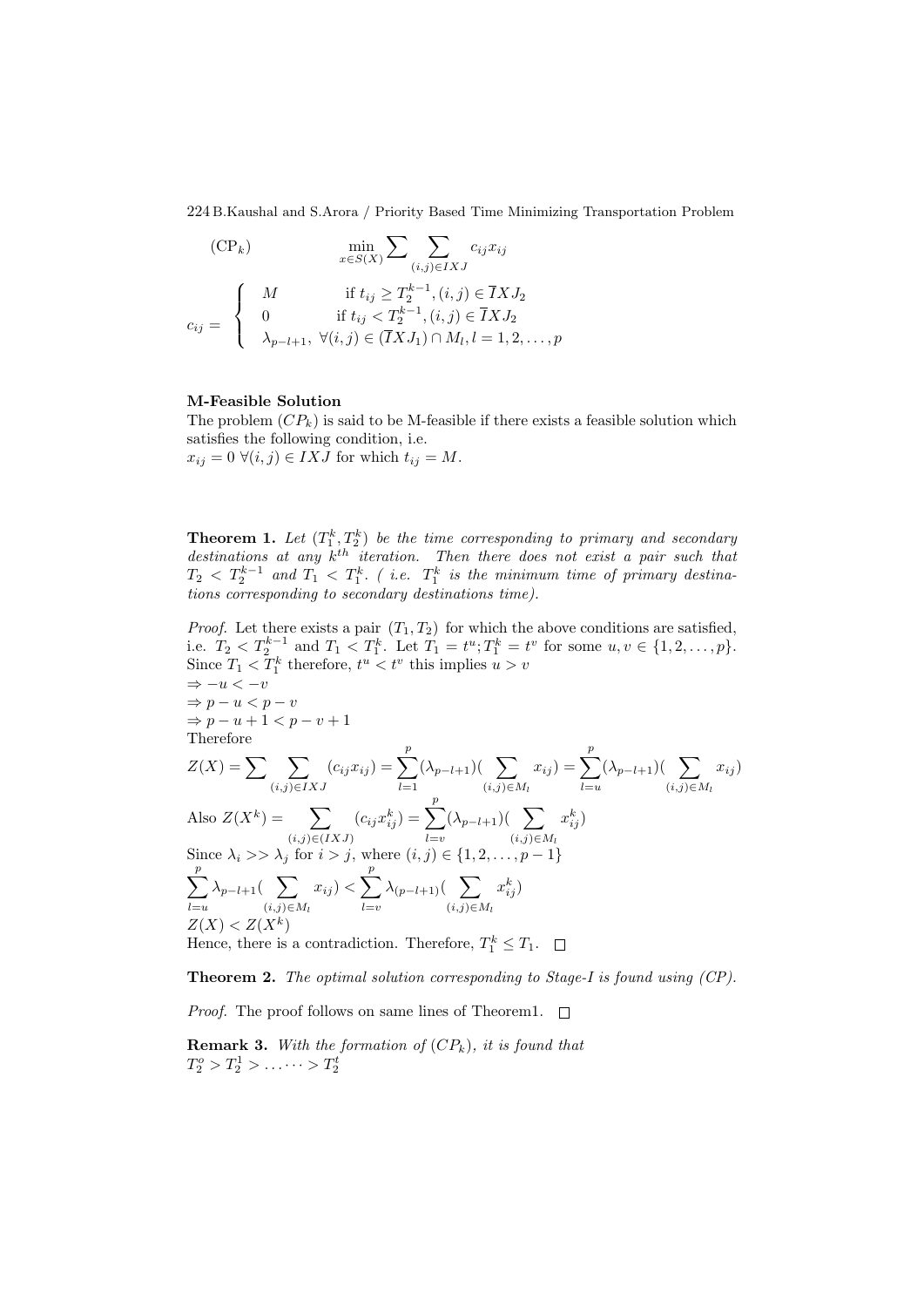$$(\text{CP}_k) \qquad \min_{x \in S(X)} \sum \sum_{(i,j) \in IXJ} c_{ij} x_{ij}$$

$$c_{ij} = \begin{cases} M & \text{if } t_{ij} \geq T_2^{k-1}, (i,j) \in \overline{I}XJ_2 \\ 0 & \text{if } t_{ij} < T_2^{k-1}, (i,j) \in \overline{I}XJ_2 \\ \lambda_{p-l+1}, \ \forall (i,j) \in (\overline{I}XJ_1) \cap M_l, l = 1, 2, \ldots, p \end{cases}$$

**M-Feasible Solution**

The problem $(CP_k)$ is said to be M-feasible if there exists a feasible solution which satisfies the following condition, i.e.
$x_{ij} = 0 \ \forall (i,j) \in IXJ$ for which $t_{ij} = M$.

**Theorem 1.** *Let $(T_1^k, T_2^k)$ be the time corresponding to primary and secondary destinations at any $k^{th}$ iteration. Then there does not exist a pair such that $T_2 < T_2^{k-1}$ and $T_1 < T_1^k$. ( i.e. $T_1^k$ is the minimum time of primary destinations corresponding to secondary destinations time).*

*Proof.* Let there exists a pair $(T_1, T_2)$ for which the above conditions are satisfied, i.e. $T_2 < T_2^{k-1}$ and $T_1 < T_1^k$. Let $T_1 = t^u; T_1^k = t^v$ for some $u, v \in \{1, 2, \ldots, p\}$.
Since $T_1 < T_1^k$ therefore, $t^u < t^v$ this implies $u > v$
$\Rightarrow -u < -v$
$\Rightarrow p - u < p - v$
$\Rightarrow p - u + 1 < p - v + 1$
Therefore

$$Z(X) = \sum \sum_{(i,j) \in IXJ} (c_{ij} x_{ij}) = \sum_{l=1}^{p} (\lambda_{p-l+1}) (\sum_{(i,j) \in M_l} x_{ij}) = \sum_{l=u}^{p} (\lambda_{p-l+1}) (\sum_{(i,j) \in M_l} x_{ij})$$

Also $Z(X^k) = \sum_{(i,j) \in (IXJ)} (c_{ij} x_{ij}^k) = \sum_{l=v}^{p} (\lambda_{p-l+1}) (\sum_{(i,j) \in M_l} x_{ij}^k)$

Since $\lambda_i >> \lambda_j$ for $i > j$, where $(i,j) \in \{1, 2, \ldots, p-1\}$

$$\sum_{l=u}^{p} \lambda_{p-l+1} (\sum_{(i,j) \in M_l} x_{ij}) < \sum_{l=v}^{p} \lambda_{(p-l+1)} (\sum_{(i,j) \in M_l} x_{ij}^k)$$

$Z(X) < Z(X^k)$

Hence, there is a contradiction. Therefore, $T_1^k \leq T_1$. $\square$

**Theorem 2.** *The optimal solution corresponding to Stage-I is found using (CP).*

*Proof.* The proof follows on same lines of Theorem1. $\square$

**Remark 3.** *With the formation of $(CP_k)$, it is found that*
$T_2^o > T_2^1 > \ldots \cdots > T_2^t$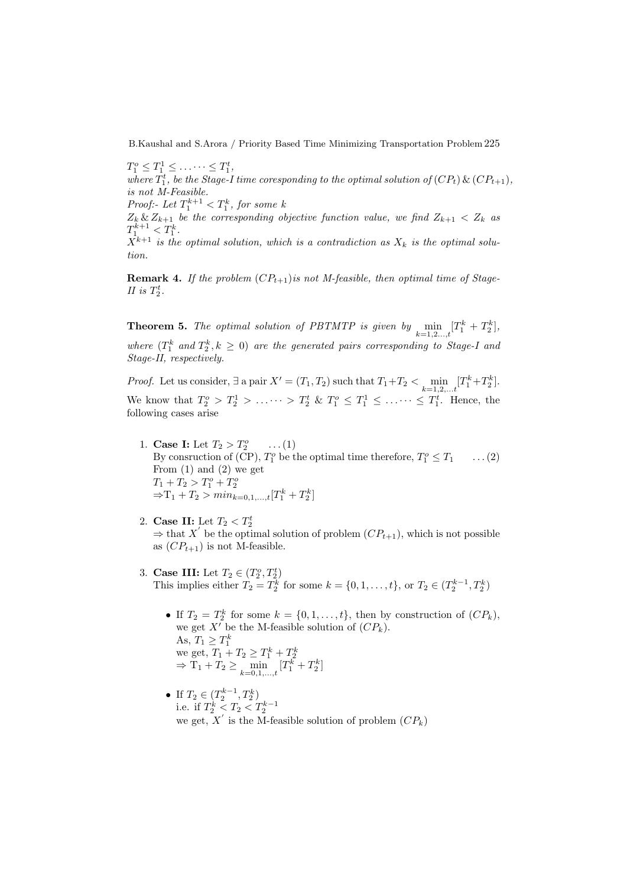$T_1^o \leq T_1^1 \leq \ldots\cdots \leq T_1^t$,
*where $T_1^t$, be the Stage-I time coresponding to the optimal solution of $(CP_t)$ & $(CP_{t+1})$, is not M-Feasible.*

*Proof:- Let $T_1^{k+1} < T_1^k$, for some $k$*
*$Z_k$ & $Z_{k+1}$ be the corresponding objective function value, we find $Z_{k+1} < Z_k$ as $T_1^{k+1} < T_1^k$.*
*$X^{k+1}$ is the optimal solution, which is a contradiction as $X_k$ is the optimal solution.*

**Remark 4.** *If the problem $(CP_{t+1})$is not M-feasible, then optimal time of Stage-II is $T_2^t$.*

**Theorem 5.** *The optimal solution of PBTMTP is given by $\min_{k=1,2\ldots,t}[T_1^k + T_2^k]$, where ($T_1^k$ and $T_2^k, k \geq 0$) are the generated pairs corresponding to Stage-I and Stage-II, respectively.*

*Proof.* Let us consider, $\exists$ a pair $X' = (T_1, T_2)$ such that $T_1 + T_2 < \min_{k=1,2,\ldots t}[T_1^k + T_2^k]$. We know that $T_2^o > T_2^1 > \ldots\cdots > T_2^t$ & $T_1^o \leq T_1^1 \leq \ldots\cdots \leq T_1^t$. Hence, the following cases arise

1. **Case I:** Let $T_2 > T_2^o \quad \ldots(1)$
   By consruction of (CP), $T_1^o$ be the optimal time therefore, $T_1^o \leq T_1 \quad \ldots(2)$
   From (1) and (2) we get
   $T_1 + T_2 > T_1^o + T_2^o$
   $\Rightarrow T_1 + T_2 > min_{k=0,1,\ldots,t}[T_1^k + T_2^k]$

2. **Case II:** Let $T_2 < T_2^t$
   $\Rightarrow$ that $X'$ be the optimal solution of problem $(CP_{t+1})$, which is not possible as $(CP_{t+1})$ is not M-feasible.

3. **Case III:** Let $T_2 \in (T_2^o, T_2^t)$
   This implies either $T_2 = T_2^k$ for some $k = \{0, 1, \ldots, t\}$, or $T_2 \in (T_2^{k-1}, T_2^k)$

   - If $T_2 = T_2^k$ for some $k = \{0, 1, \ldots, t\}$, then by construction of $(CP_k)$, we get $X'$ be the M-feasible solution of $(CP_k)$.
     As, $T_1 \geq T_1^k$
     we get, $T_1 + T_2 \geq T_1^k + T_2^k$
     $\Rightarrow T_1 + T_2 \geq \min_{k=0,1,\ldots,t}[T_1^k + T_2^k]$

   - If $T_2 \in (T_2^{k-1}, T_2^k)$
     i.e. if $T_2^k < T_2 < T_2^{k-1}$
     we get, $X'$ is the M-feasible solution of problem $(CP_k)$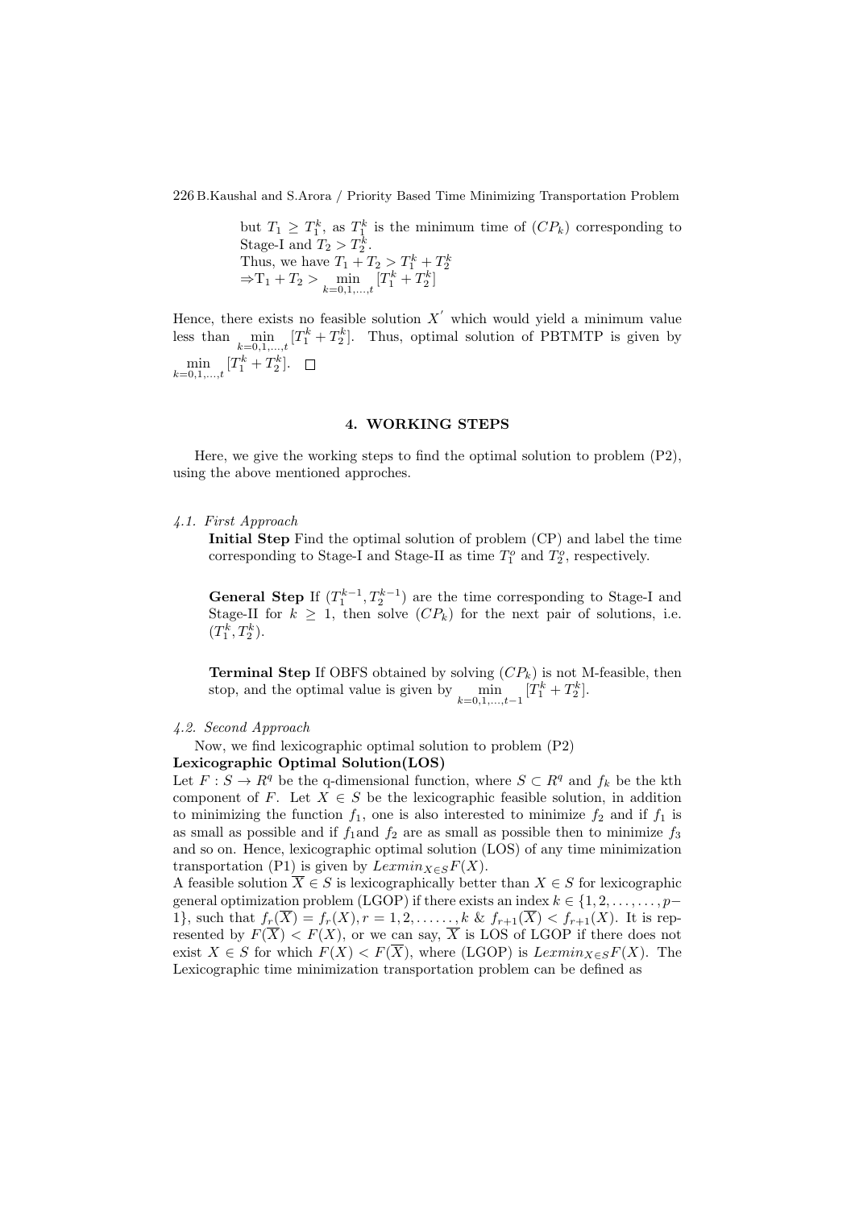but $T_1 \geq T_1^k$, as $T_1^k$ is the minimum time of $(CP_k)$ corresponding to Stage-I and $T_2 > T_2^k$.
Thus, we have $T_1 + T_2 > T_1^k + T_2^k$
$\Rightarrow T_1 + T_2 > \min_{k=0,1,\ldots,t} [T_1^k + T_2^k]$

Hence, there exists no feasible solution $X'$ which would yield a minimum value less than $\min_{k=0,1,\ldots,t} [T_1^k + T_2^k]$. Thus, optimal solution of PBTMTP is given by $\min_{k=0,1,\ldots,t} [T_1^k + T_2^k]$. $\square$

## 4. WORKING STEPS

Here, we give the working steps to find the optimal solution to problem (P2), using the above mentioned approches.

### *4.1. First Approach*

**Initial Step** Find the optimal solution of problem (CP) and label the time corresponding to Stage-I and Stage-II as time $T_1^o$ and $T_2^o$, respectively.

**General Step** If $(T_1^{k-1}, T_2^{k-1})$ are the time corresponding to Stage-I and Stage-II for $k \geq 1$, then solve $(CP_k)$ for the next pair of solutions, i.e. $(T_1^k, T_2^k)$.

**Terminal Step** If OBFS obtained by solving $(CP_k)$ is not M-feasible, then stop, and the optimal value is given by $\min_{k=0,1,\ldots,t-1} [T_1^k + T_2^k]$.

### *4.2. Second Approach*

Now, we find lexicographic optimal solution to problem (P2)

**Lexicographic Optimal Solution(LOS)**

Let $F : S \rightarrow R^q$ be the q-dimensional function, where $S \subset R^q$ and $f_k$ be the kth component of $F$. Let $X \in S$ be the lexicographic feasible solution, in addition to minimizing the function $f_1$, one is also interested to minimize $f_2$ and if $f_1$ is as small as possible and if $f_1$ and $f_2$ are as small as possible then to minimize $f_3$ and so on. Hence, lexicographic optimal solution (LOS) of any time minimization transportation (P1) is given by $Lexmin_{X \in S} F(X)$.

A feasible solution $\overline{X} \in S$ is lexicographically better than $X \in S$ for lexicographic general optimization problem (LGOP) if there exists an index $k \in \{1, 2, \ldots, \ldots, p-1\}$, such that $f_r(\overline{X}) = f_r(X), r = 1, 2, \ldots\ldots, k$ & $f_{r+1}(\overline{X}) < f_{r+1}(X)$. It is represented by $F(\overline{X}) < F(X)$, or we can say, $\overline{X}$ is LOS of LGOP if there does not exist $X \in S$ for which $F(X) < F(\overline{X})$, where (LGOP) is $Lexmin_{X \in S} F(X)$. The Lexicographic time minimization transportation problem can be defined as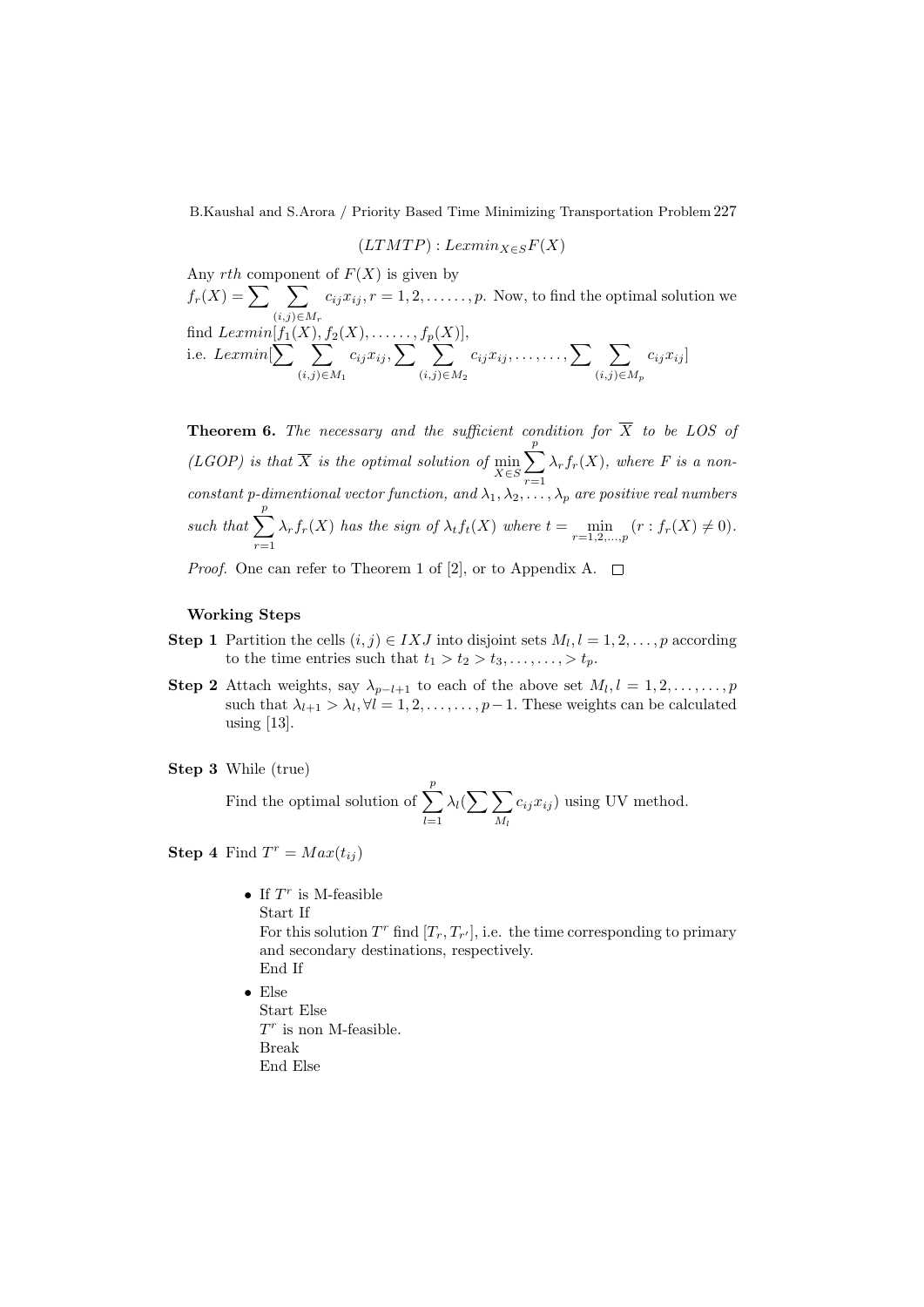$$(LTMTP) : Lexmin_{X \in S} F(X)$$

Any $rth$ component of $F(X)$ is given by $f_r(X) = \sum \sum_{(i,j) \in M_r} c_{ij} x_{ij}, r = 1, 2, \ldots\ldots, p$. Now, to find the optimal solution we find $Lexmin[f_1(X), f_2(X), \ldots\ldots, f_p(X)]$,

i.e. $Lexmin[\sum \sum_{(i,j) \in M_1} c_{ij} x_{ij}, \sum \sum_{(i,j) \in M_2} c_{ij} x_{ij}, \ldots, \ldots, \sum \sum_{(i,j) \in M_p} c_{ij} x_{ij}]$

**Theorem 6.** *The necessary and the sufficient condition for $\overline{X}$ to be LOS of (LGOP) is that $\overline{X}$ is the optimal solution of $\min_{X \in S} \sum_{r=1}^{p} \lambda_r f_r(X)$, where $F$ is a non-constant p-dimentional vector function, and $\lambda_1, \lambda_2, \ldots, \lambda_p$ are positive real numbers such that $\sum_{r=1}^{p} \lambda_r f_r(X)$ has the sign of $\lambda_t f_t(X)$ where $t = \min_{r=1,2,\ldots,p} (r : f_r(X) \neq 0)$.*

*Proof.* One can refer to Theorem 1 of [2], or to Appendix A. □

**Working Steps**

**Step 1** Partition the cells $(i, j) \in IXJ$ into disjoint sets $M_l, l = 1, 2, \ldots, p$ according to the time entries such that $t_1 > t_2 > t_3, \ldots, \ldots, > t_p$.

**Step 2** Attach weights, say $\lambda_{p-l+1}$ to each of the above set $M_l, l = 1, 2, \ldots, \ldots, p$ such that $\lambda_{l+1} > \lambda_l, \forall l = 1, 2, \ldots, \ldots, p-1$. These weights can be calculated using [13].

**Step 3** While (true)

Find the optimal solution of $\sum_{l=1}^{p} \lambda_l (\sum \sum_{M_l} c_{ij} x_{ij})$ using UV method.

**Step 4** Find $T^r = Max(t_{ij})$

- If $T^r$ is M-feasible
  Start If
  For this solution $T^r$ find $[T_r, T_{r'}]$, i.e. the time corresponding to primary and secondary destinations, respectively.
  End If
- Else
  Start Else
  $T^r$ is non M-feasible.
  Break
  End Else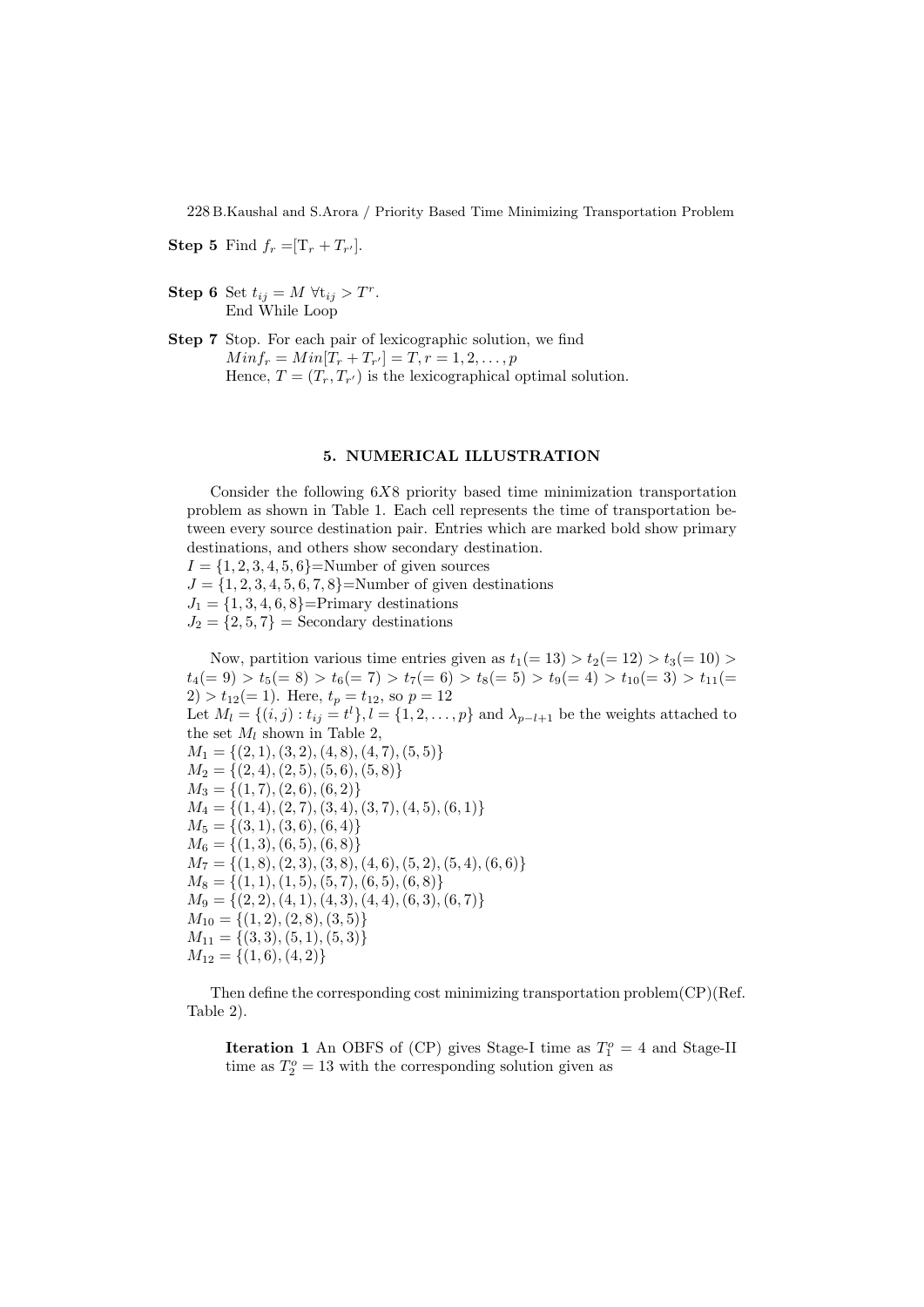**Step 5** Find $f_r = [T_r + T_{r'}]$.

**Step 6** Set $t_{ij} = M \; \forall t_{ij} > T^r$.
End While Loop

**Step 7** Stop. For each pair of lexicographic solution, we find
$Minf_r = Min[T_r + T_{r'}] = T, r = 1, 2, \ldots, p$
Hence, $T = (T_r, T_{r'})$ is the lexicographical optimal solution.

## 5. NUMERICAL ILLUSTRATION

Consider the following $6X8$ priority based time minimization transportation problem as shown in Table 1. Each cell represents the time of transportation between every source destination pair. Entries which are marked bold show primary destinations, and others show secondary destination.

$I = \{1, 2, 3, 4, 5, 6\}$=Number of given sources
$J = \{1, 2, 3, 4, 5, 6, 7, 8\}$=Number of given destinations
$J_1 = \{1, 3, 4, 6, 8\}$=Primary destinations
$J_2 = \{2, 5, 7\}$ = Secondary destinations

Now, partition various time entries given as $t_1(= 13) > t_2(= 12) > t_3(= 10) > t_4(= 9) > t_5(= 8) > t_6(= 7) > t_7(= 6) > t_8(= 5) > t_9(= 4) > t_{10}(= 3) > t_{11}(= 2) > t_{12}(= 1)$. Here, $t_p = t_{12}$, so $p = 12$
Let $M_l = \{(i, j) : t_{ij} = t^l\}, l = \{1, 2, \ldots, p\}$ and $\lambda_{p-l+1}$ be the weights attached to the set $M_l$ shown in Table 2,
$M_1 = \{(2, 1), (3, 2), (4, 8), (4, 7), (5, 5)\}$
$M_2 = \{(2, 4), (2, 5), (5, 6), (5, 8)\}$
$M_3 = \{(1, 7), (2, 6), (6, 2)\}$
$M_4 = \{(1, 4), (2, 7), (3, 4), (3, 7), (4, 5), (6, 1)\}$
$M_5 = \{(3, 1), (3, 6), (6, 4)\}$
$M_6 = \{(1, 3), (6, 5), (6, 8)\}$
$M_7 = \{(1, 8), (2, 3), (3, 8), (4, 6), (5, 2), (5, 4), (6, 6)\}$
$M_8 = \{(1, 1), (1, 5), (5, 7), (6, 5), (6, 8)\}$
$M_9 = \{(2, 2), (4, 1), (4, 3), (4, 4), (6, 3), (6, 7)\}$
$M_{10} = \{(1, 2), (2, 8), (3, 5)\}$
$M_{11} = \{(3, 3), (5, 1), (5, 3)\}$
$M_{12} = \{(1, 6), (4, 2)\}$

Then define the corresponding cost minimizing transportation problem(CP)(Ref. Table 2).

> **Iteration 1** An OBFS of (CP) gives Stage-I time as $T_1^o = 4$ and Stage-II time as $T_2^o = 13$ with the corresponding solution given as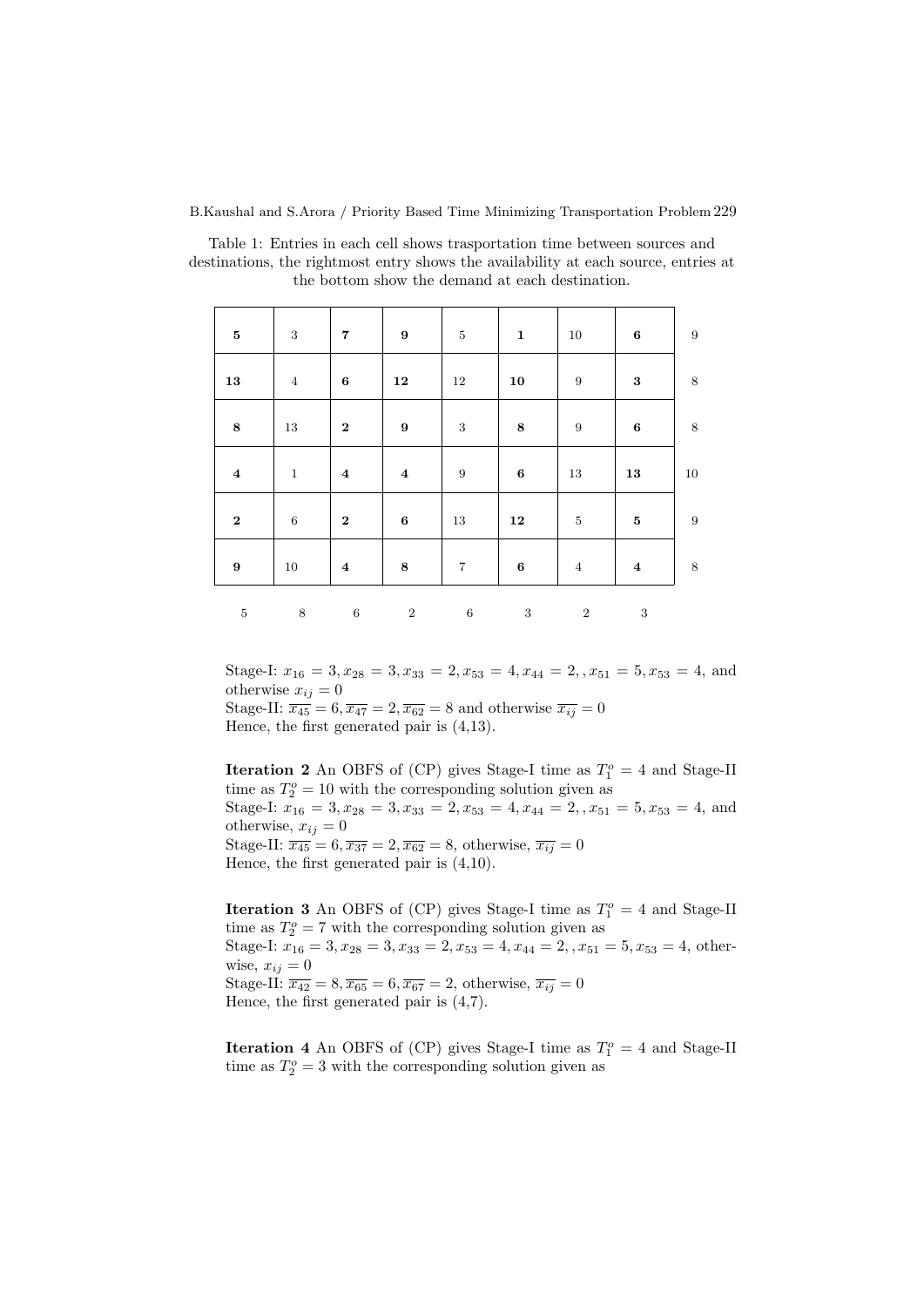Table 1: Entries in each cell shows trasportation time between sources and destinations, the rightmost entry shows the availability at each source, entries at the bottom show the demand at each destination.

| | | | | | | | | |
|---|---|---|---|---|---|---|---|---|
| **5** | 3 | **7** | **9** | 5 | **1** | 10 | **6** | 9 |
| **13** | 4 | **6** | **12** | 12 | **10** | 9 | **3** | 8 |
| **8** | 13 | **2** | **9** | 3 | **8** | 9 | **6** | 8 |
| **4** | 1 | **4** | **4** | 9 | **6** | 13 | **13** | 10 |
| **2** | 6 | **2** | **6** | 13 | **12** | 5 | **5** | 9 |
| **9** | 10 | **4** | **8** | 7 | **6** | 4 | **4** | 8 |
| 5 | 8 | 6 | 2 | 6 | 3 | 2 | 3 | |

Stage-I: $x_{16} = 3, x_{28} = 3, x_{33} = 2, x_{53} = 4, x_{44} = 2, , x_{51} = 5, x_{53} = 4$, and otherwise $x_{ij} = 0$

Stage-II: $\overline{x_{45}} = 6, \overline{x_{47}} = 2, \overline{x_{62}} = 8$ and otherwise $\overline{x_{ij}} = 0$

Hence, the first generated pair is (4,13).

**Iteration 2** An OBFS of (CP) gives Stage-I time as $T_1^o = 4$ and Stage-II time as $T_2^o = 10$ with the corresponding solution given as

Stage-I: $x_{16} = 3, x_{28} = 3, x_{33} = 2, x_{53} = 4, x_{44} = 2, , x_{51} = 5, x_{53} = 4$, and otherwise, $x_{ij} = 0$

Stage-II: $\overline{x_{45}} = 6, \overline{x_{37}} = 2, \overline{x_{62}} = 8$, otherwise, $\overline{x_{ij}} = 0$

Hence, the first generated pair is (4,10).

**Iteration 3** An OBFS of (CP) gives Stage-I time as $T_1^o = 4$ and Stage-II time as $T_2^o = 7$ with the corresponding solution given as

Stage-I: $x_{16} = 3, x_{28} = 3, x_{33} = 2, x_{53} = 4, x_{44} = 2, , x_{51} = 5, x_{53} = 4$, otherwise, $x_{ij} = 0$

Stage-II: $\overline{x_{42}} = 8, \overline{x_{65}} = 6, \overline{x_{67}} = 2$, otherwise, $\overline{x_{ij}} = 0$

Hence, the first generated pair is (4,7).

**Iteration 4** An OBFS of (CP) gives Stage-I time as $T_1^o = 4$ and Stage-II time as $T_2^o = 3$ with the corresponding solution given as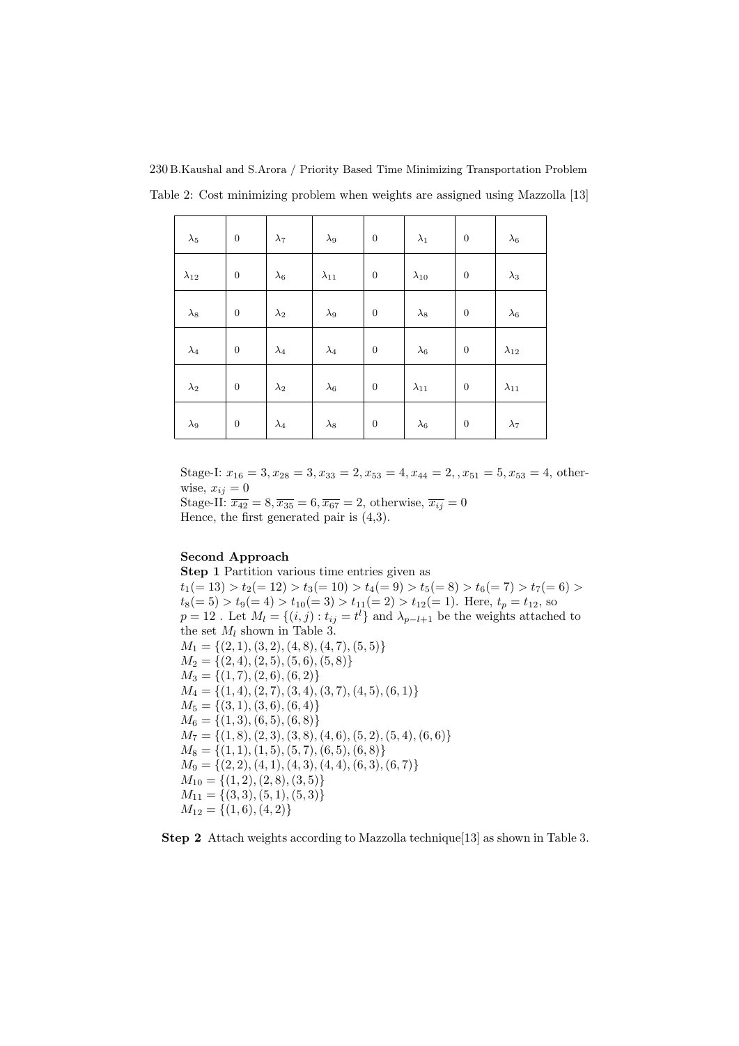Table 2: Cost minimizing problem when weights are assigned using Mazzolla [13]

| | | | | | | | |
|---|---|---|---|---|---|---|---|
| $\lambda_5$ | 0 | $\lambda_7$ | $\lambda_9$ | 0 | $\lambda_1$ | 0 | $\lambda_6$ |
| $\lambda_{12}$ | 0 | $\lambda_6$ | $\lambda_{11}$ | 0 | $\lambda_{10}$ | 0 | $\lambda_3$ |
| $\lambda_8$ | 0 | $\lambda_2$ | $\lambda_9$ | 0 | $\lambda_8$ | 0 | $\lambda_6$ |
| $\lambda_4$ | 0 | $\lambda_4$ | $\lambda_4$ | 0 | $\lambda_6$ | 0 | $\lambda_{12}$ |
| $\lambda_2$ | 0 | $\lambda_2$ | $\lambda_6$ | 0 | $\lambda_{11}$ | 0 | $\lambda_{11}$ |
| $\lambda_9$ | 0 | $\lambda_4$ | $\lambda_8$ | 0 | $\lambda_6$ | 0 | $\lambda_7$ |

Stage-I: $x_{16} = 3, x_{28} = 3, x_{33} = 2, x_{53} = 4, x_{44} = 2, , x_{51} = 5, x_{53} = 4$, otherwise, $x_{ij} = 0$

Stage-II: $\overline{x_{42}} = 8, \overline{x_{35}} = 6, \overline{x_{67}} = 2$, otherwise, $\overline{x_{ij}} = 0$

Hence, the first generated pair is (4,3).

**Second Approach**

**Step 1** Partition various time entries given as

$t_1(= 13) > t_2(= 12) > t_3(= 10) > t_4(= 9) > t_5(= 8) > t_6(= 7) > t_7(= 6) > t_8(= 5) > t_9(= 4) > t_{10}(= 3) > t_{11}(= 2) > t_{12}(= 1)$. Here, $t_p = t_{12}$, so $p = 12$ . Let $M_l = \{(i, j) : t_{ij} = t^l\}$ and $\lambda_{p-l+1}$ be the weights attached to the set $M_l$ shown in Table 3.

$M_1 = \{(2, 1), (3, 2), (4, 8), (4, 7), (5, 5)\}$

$M_2 = \{(2, 4), (2, 5), (5, 6), (5, 8)\}$

$M_3 = \{(1, 7), (2, 6), (6, 2)\}$

$M_4 = \{(1, 4), (2, 7), (3, 4), (3, 7), (4, 5), (6, 1)\}$

$M_5 = \{(3, 1), (3, 6), (6, 4)\}$

$M_6 = \{(1, 3), (6, 5), (6, 8)\}$

$M_7 = \{(1, 8), (2, 3), (3, 8), (4, 6), (5, 2), (5, 4), (6, 6)\}$

$M_8 = \{(1, 1), (1, 5), (5, 7), (6, 5), (6, 8)\}$

$M_9 = \{(2, 2), (4, 1), (4, 3), (4, 4), (6, 3), (6, 7)\}$

$M_{10} = \{(1, 2), (2, 8), (3, 5)\}$

$M_{11} = \{(3, 3), (5, 1), (5, 3)\}$

$M_{12} = \{(1, 6), (4, 2)\}$

**Step 2** Attach weights according to Mazzolla technique[13] as shown in Table 3.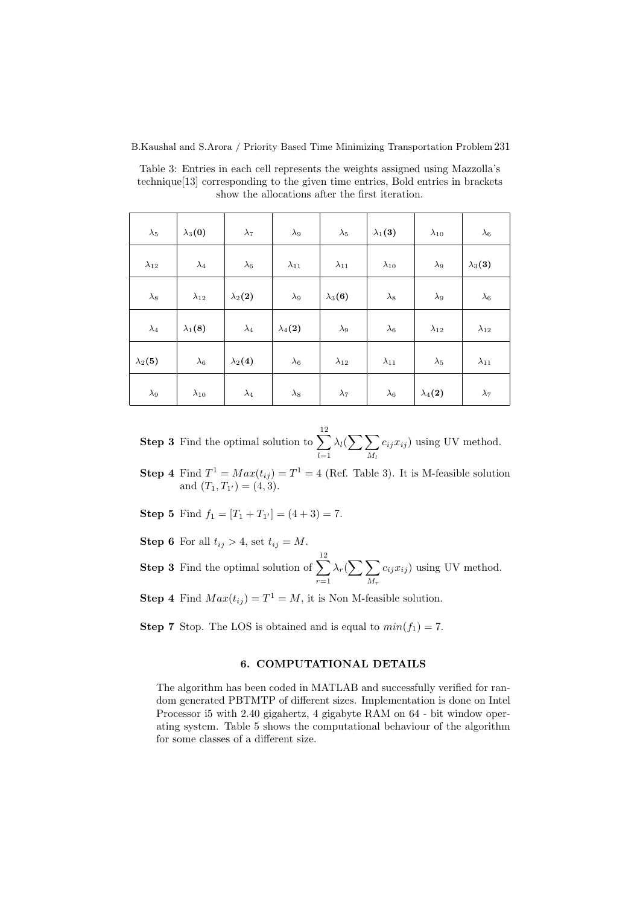Table 3: Entries in each cell represents the weights assigned using Mazzolla's technique[13] corresponding to the given time entries, Bold entries in brackets show the allocations after the first iteration.

| | | | | | | | |
|---|---|---|---|---|---|---|---|
| $\lambda_5$ | $\lambda_3$**(0)** | $\lambda_7$ | $\lambda_9$ | $\lambda_5$ | $\lambda_1$**(3)** | $\lambda_{10}$ | $\lambda_6$ |
| $\lambda_{12}$ | $\lambda_4$ | $\lambda_6$ | $\lambda_{11}$ | $\lambda_{11}$ | $\lambda_{10}$ | $\lambda_9$ | $\lambda_3$**(3)** |
| $\lambda_8$ | $\lambda_{12}$ | $\lambda_2$**(2)** | $\lambda_9$ | $\lambda_3$**(6)** | $\lambda_8$ | $\lambda_9$ | $\lambda_6$ |
| $\lambda_4$ | $\lambda_1$**(8)** | $\lambda_4$ | $\lambda_4$**(2)** | $\lambda_9$ | $\lambda_6$ | $\lambda_{12}$ | $\lambda_{12}$ |
| $\lambda_2$**(5)** | $\lambda_6$ | $\lambda_2$**(4)** | $\lambda_6$ | $\lambda_{12}$ | $\lambda_{11}$ | $\lambda_5$ | $\lambda_{11}$ |
| $\lambda_9$ | $\lambda_{10}$ | $\lambda_4$ | $\lambda_8$ | $\lambda_7$ | $\lambda_6$ | $\lambda_4$**(2)** | $\lambda_7$ |

**Step 3** Find the optimal solution to $\sum_{l=1}^{12} \lambda_l (\sum \sum_{M_l} c_{ij} x_{ij})$ using UV method.

**Step 4** Find $T^1 = Max(t_{ij}) = T^1 = 4$ (Ref. Table 3). It is M-feasible solution and $(T_1, T_{1'}) = (4, 3)$.

**Step 5** Find $f_1 = [T_1 + T_{1'}] = (4 + 3) = 7$.

**Step 6** For all $t_{ij} > 4$, set $t_{ij} = M$.

**Step 3** Find the optimal solution of $\sum_{r=1}^{12} \lambda_r (\sum \sum_{M_r} c_{ij} x_{ij})$ using UV method.

**Step 4** Find $Max(t_{ij}) = T^1 = M$, it is Non M-feasible solution.

**Step 7** Stop. The LOS is obtained and is equal to $min(f_1) = 7$.

## 6. COMPUTATIONAL DETAILS

The algorithm has been coded in MATLAB and successfully verified for random generated PBTMTP of different sizes. Implementation is done on Intel Processor i5 with 2.40 gigahertz, 4 gigabyte RAM on 64 - bit window operating system. Table 5 shows the computational behaviour of the algorithm for some classes of a different size.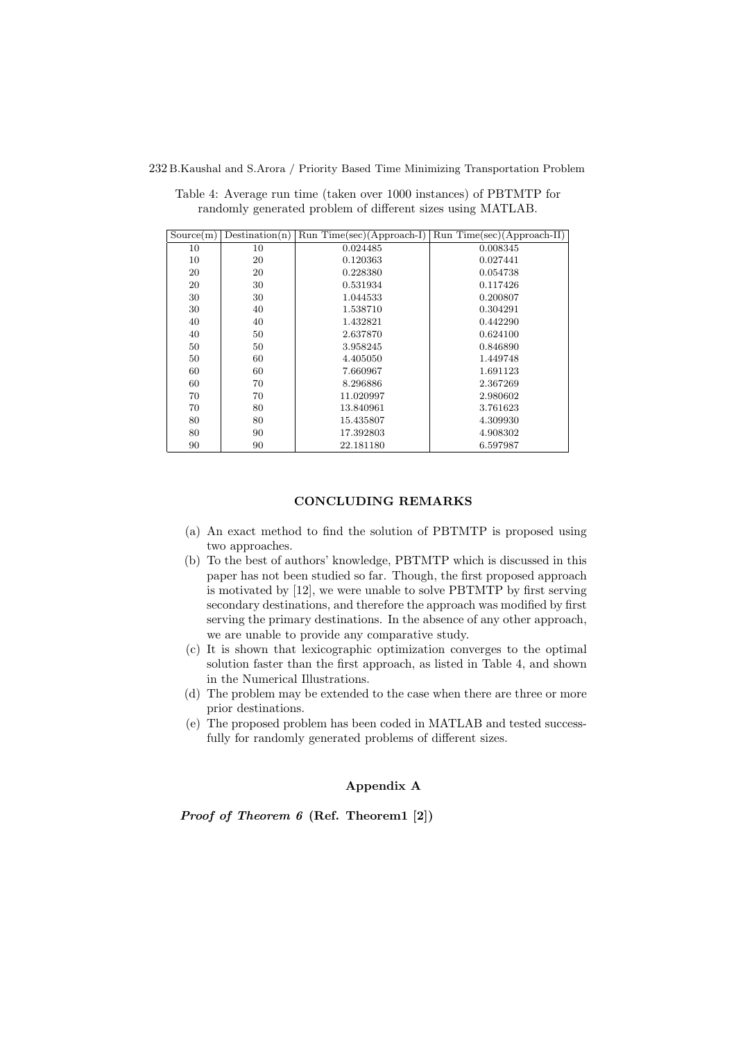Table 4: Average run time (taken over 1000 instances) of PBTMTP for randomly generated problem of different sizes using MATLAB.

| Source(m) | Destination(n) | Run Time(sec)(Approach-I) | Run Time(sec)(Approach-II) |
|---|---|---|---|
| 10 | 10 | 0.024485 | 0.008345 |
| 10 | 20 | 0.120363 | 0.027441 |
| 20 | 20 | 0.228380 | 0.054738 |
| 20 | 30 | 0.531934 | 0.117426 |
| 30 | 30 | 1.044533 | 0.200807 |
| 30 | 40 | 1.538710 | 0.304291 |
| 40 | 40 | 1.432821 | 0.442290 |
| 40 | 50 | 2.637870 | 0.624100 |
| 50 | 50 | 3.958245 | 0.846890 |
| 50 | 60 | 4.405050 | 1.449748 |
| 60 | 60 | 7.660967 | 1.691123 |
| 60 | 70 | 8.296886 | 2.367269 |
| 70 | 70 | 11.020997 | 2.980602 |
| 70 | 80 | 13.840961 | 3.761623 |
| 80 | 80 | 15.435807 | 4.309930 |
| 80 | 90 | 17.392803 | 4.908302 |
| 90 | 90 | 22.181180 | 6.597987 |

## CONCLUDING REMARKS

(a) An exact method to find the solution of PBTMTP is proposed using two approaches.

(b) To the best of authors' knowledge, PBTMTP which is discussed in this paper has not been studied so far. Though, the first proposed approach is motivated by [12], we were unable to solve PBTMTP by first serving secondary destinations, and therefore the approach was modified by first serving the primary destinations. In the absence of any other approach, we are unable to provide any comparative study.

(c) It is shown that lexicographic optimization converges to the optimal solution faster than the first approach, as listed in Table 4, and shown in the Numerical Illustrations.

(d) The problem may be extended to the case when there are three or more prior destinations.

(e) The proposed problem has been coded in MATLAB and tested successfully for randomly generated problems of different sizes.

## Appendix A

***Proof of Theorem 6*** **(Ref. Theorem1 [2])**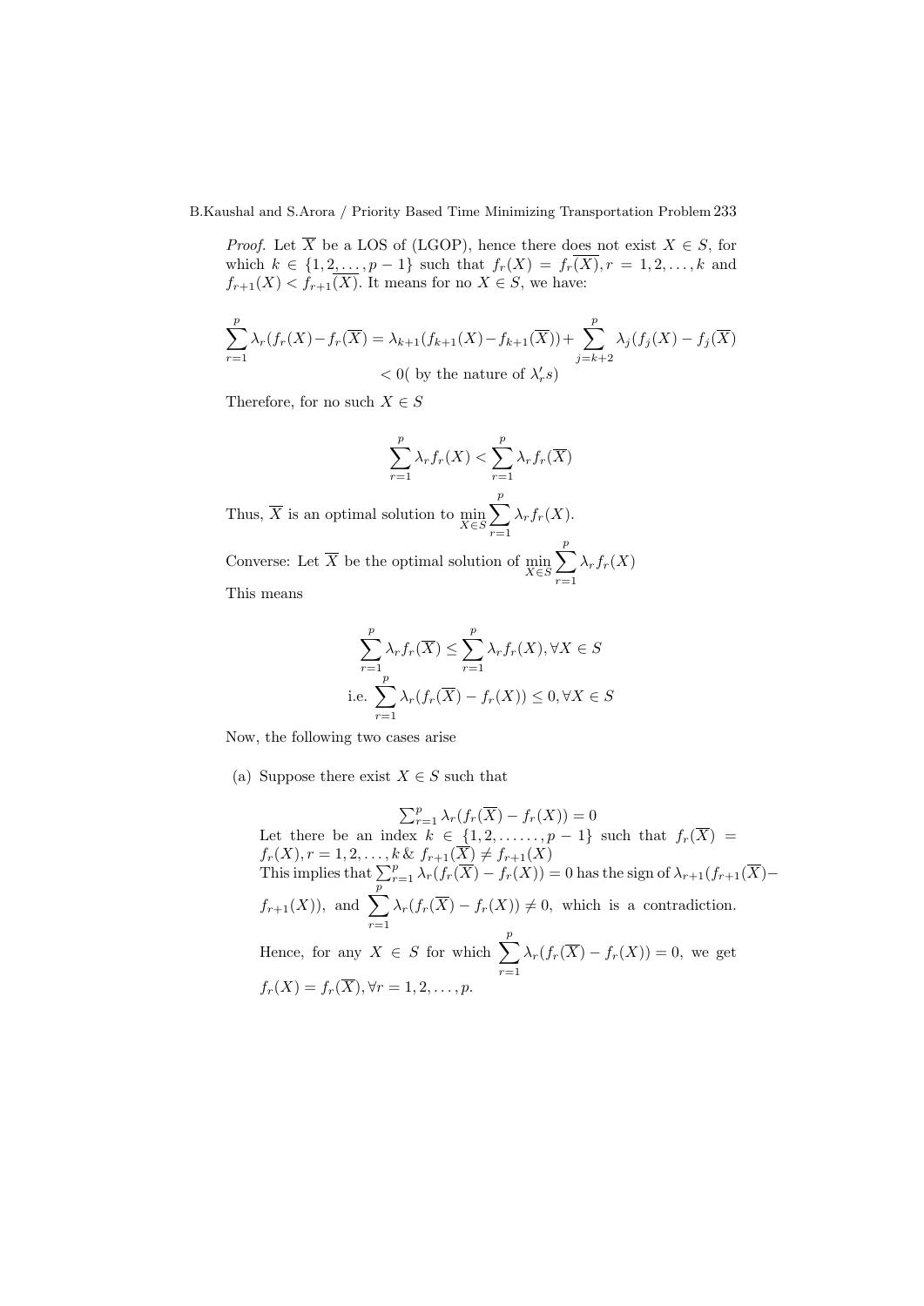*Proof.* Let $\overline{X}$ be a LOS of (LGOP), hence there does not exist $X \in S$, for which $k \in \{1, 2, \ldots, p-1\}$ such that $f_r(X) = f_r(\overline{X}), r = 1, 2, \ldots, k$ and $f_{r+1}(X) < f_{r+1}(\overline{X})$. It means for no $X \in S$, we have:

$$\sum_{r=1}^{p} \lambda_r (f_r(X) - f_r(\overline{X}) = \lambda_{k+1}(f_{k+1}(X) - f_{k+1}(\overline{X})) + \sum_{j=k+2}^{p} \lambda_j (f_j(X) - f_j(\overline{X})$$
$$< 0 (\text{ by the nature of } \lambda_r' s)$$

Therefore, for no such $X \in S$

$$\sum_{r=1}^{p} \lambda_r f_r(X) < \sum_{r=1}^{p} \lambda_r f_r(\overline{X})$$

Thus, $\overline{X}$ is an optimal solution to $\min\limits_{X \in S} \sum_{r=1}^{p} \lambda_r f_r(X)$.

Converse: Let $\overline{X}$ be the optimal solution of $\min\limits_{X \in S} \sum_{r=1}^{p} \lambda_r f_r(X)$

This means

$$\sum_{r=1}^{p} \lambda_r f_r(\overline{X}) \leq \sum_{r=1}^{p} \lambda_r f_r(X), \forall X \in S$$
$$\text{i.e. } \sum_{r=1}^{p} \lambda_r (f_r(\overline{X}) - f_r(X)) \leq 0, \forall X \in S$$

Now, the following two cases arise

(a) Suppose there exist $X \in S$ such that

$$\textstyle\sum_{r=1}^{p} \lambda_r (f_r(\overline{X}) - f_r(X)) = 0$$

Let there be an index $k \in \{1, 2, \ldots\ldots, p-1\}$ such that $f_r(\overline{X}) = f_r(X), r = 1, 2, \ldots, k \;\&\; f_{r+1}(\overline{X}) \neq f_{r+1}(X)$

This implies that $\sum_{r=1}^{p} \lambda_r (f_r(\overline{X}) - f_r(X)) = 0$ has the sign of $\lambda_{r+1}(f_{r+1}(\overline{X}) - f_{r+1}(X))$, and $\sum_{r=1}^{p} \lambda_r (f_r(\overline{X}) - f_r(X)) \neq 0$, which is a contradiction.

Hence, for any $X \in S$ for which $\sum_{r=1}^{p} \lambda_r (f_r(\overline{X}) - f_r(X)) = 0$, we get $f_r(X) = f_r(\overline{X}), \forall r = 1, 2, \ldots, p$.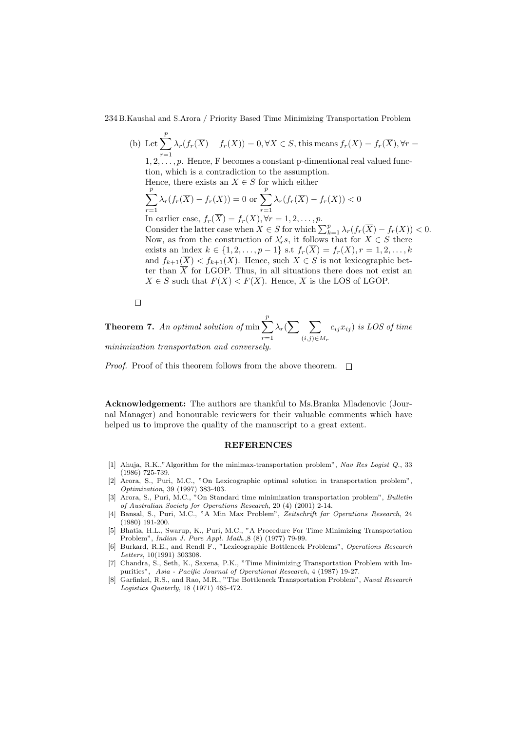(b) Let $\sum_{r=1}^{p} \lambda_r(f_r(\overline{X}) - f_r(X)) = 0, \forall X \in S$, this means $f_r(X) = f_r(\overline{X}), \forall r = 1, 2, \ldots, p$. Hence, F becomes a constant p-dimentional real valued function, which is a contradiction to the assumption.
Hence, there exists an $X \in S$ for which either
$\sum_{r=1}^{p} \lambda_r(f_r(\overline{X}) - f_r(X)) = 0$ or $\sum_{r=1}^{p} \lambda_r(f_r(\overline{X}) - f_r(X)) < 0$
In earlier case, $f_r(\overline{X}) = f_r(X), \forall r = 1, 2, \ldots, p$.
Consider the latter case when $X \in S$ for which $\sum_{k=1}^{p} \lambda_r(f_r(\overline{X}) - f_r(X)) < 0$.
Now, as from the construction of $\lambda_r's$, it follows that for $X \in S$ there exists an index $k \in \{1, 2, \ldots, p-1\}$ s.t $f_r(\overline{X}) = f_r(X), r = 1, 2, \ldots, k$ and $f_{k+1}(\overline{X}) < f_{k+1}(X)$. Hence, such $X \in S$ is not lexicographic better than $\overline{X}$ for LGOP. Thus, in all situations there does not exist an $X \in S$ such that $F(X) < F(\overline{X})$. Hence, $\overline{X}$ is the LOS of LGOP.

□

**Theorem 7.** *An optimal solution of* $\min \sum_{r=1}^{p} \lambda_r(\sum \sum_{(i,j)\in M_r} c_{ij}x_{ij})$ *is LOS of time minimization transportation and conversely.*

*Proof.* Proof of this theorem follows from the above theorem. □

**Acknowledgement:** The authors are thankful to Ms.Branka Mladenovic (Journal Manager) and honourable reviewers for their valuable comments which have helped us to improve the quality of the manuscript to a great extent.

## REFERENCES

[1] Ahuja, R.K.,"Algorithm for the minimax-transportation problem", *Nav Res Logist Q.*, 33 (1986) 725-739.

[2] Arora, S., Puri, M.C., "On Lexicographic optimal solution in transportation problem", *Optimization*, 39 (1997) 383-403.

[3] Arora, S., Puri, M.C., "On Standard time minimization transportation problem", *Bulletin of Australian Society for Operations Research*, 20 (4) (2001) 2-14.

[4] Bansal, S., Puri, M.C., "A Min Max Problem", *Zeitschrift far Operations Research*, 24 (1980) 191-200.

[5] Bhatia, H.L., Swarup, K., Puri, M.C., "A Procedure For Time Minimizing Transportation Problem", *Indian J. Pure Appl. Math.*,8 (8) (1977) 79-99.

[6] Burkard, R.E., and Rendl F., "Lexicographic Bottleneck Problems", *Operations Research Letters*, 10(1991) 303308.

[7] Chandra, S., Seth, K., Saxena, P.K., "Time Minimizing Transportation Problem with Impurities", *Asia - Pacific Journal of Operational Research*, 4 (1987) 19-27.

[8] Garfinkel, R.S., and Rao, M.R., "The Bottleneck Transportation Problem", *Naval Research Logistics Quaterly*, 18 (1971) 465-472.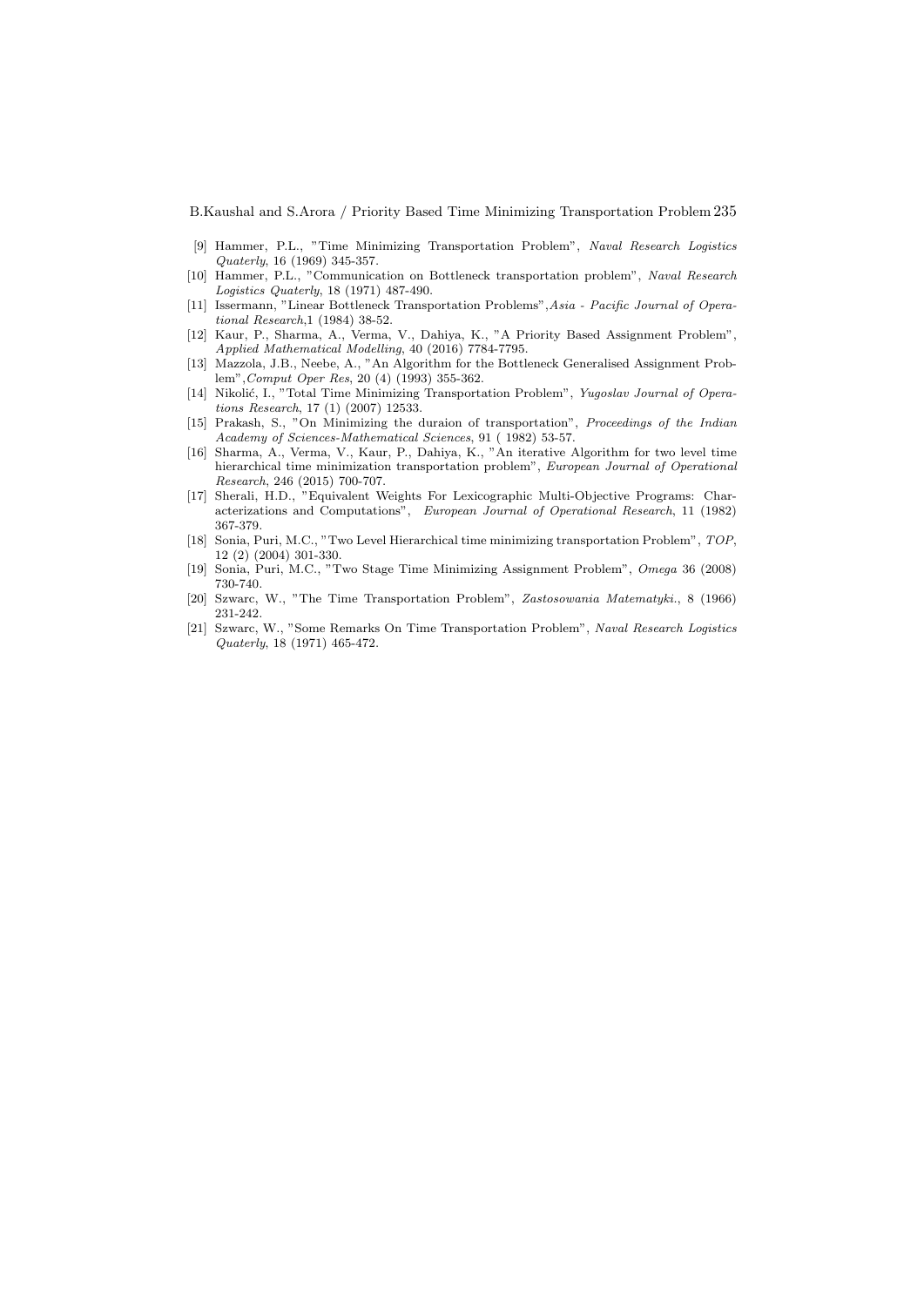- [9] Hammer, P.L., "Time Minimizing Transportation Problem", *Naval Research Logistics Quaterly*, 16 (1969) 345-357.
- [10] Hammer, P.L., "Communication on Bottleneck transportation problem", *Naval Research Logistics Quaterly*, 18 (1971) 487-490.
- [11] Issermann, "Linear Bottleneck Transportation Problems",*Asia - Pacific Journal of Operational Research*,1 (1984) 38-52.
- [12] Kaur, P., Sharma, A., Verma, V., Dahiya, K., "A Priority Based Assignment Problem", *Applied Mathematical Modelling*, 40 (2016) 7784-7795.
- [13] Mazzola, J.B., Neebe, A., "An Algorithm for the Bottleneck Generalised Assignment Problem",*Comput Oper Res*, 20 (4) (1993) 355-362.
- [14] Nikolić, I., "Total Time Minimizing Transportation Problem", *Yugoslav Journal of Operations Research*, 17 (1) (2007) 12533.
- [15] Prakash, S., "On Minimizing the duraion of transportation", *Proceedings of the Indian Academy of Sciences-Mathematical Sciences*, 91 ( 1982) 53-57.
- [16] Sharma, A., Verma, V., Kaur, P., Dahiya, K., "An iterative Algorithm for two level time hierarchical time minimization transportation problem", *European Journal of Operational Research*, 246 (2015) 700-707.
- [17] Sherali, H.D., "Equivalent Weights For Lexicographic Multi-Objective Programs: Characterizations and Computations", *European Journal of Operational Research*, 11 (1982) 367-379.
- [18] Sonia, Puri, M.C., "Two Level Hierarchical time minimizing transportation Problem", *TOP*, 12 (2) (2004) 301-330.
- [19] Sonia, Puri, M.C., "Two Stage Time Minimizing Assignment Problem", *Omega* 36 (2008) 730-740.
- [20] Szwarc, W., "The Time Transportation Problem", *Zastosowania Matematyki.*, 8 (1966) 231-242.
- [21] Szwarc, W., "Some Remarks On Time Transportation Problem", *Naval Research Logistics Quaterly*, 18 (1971) 465-472.